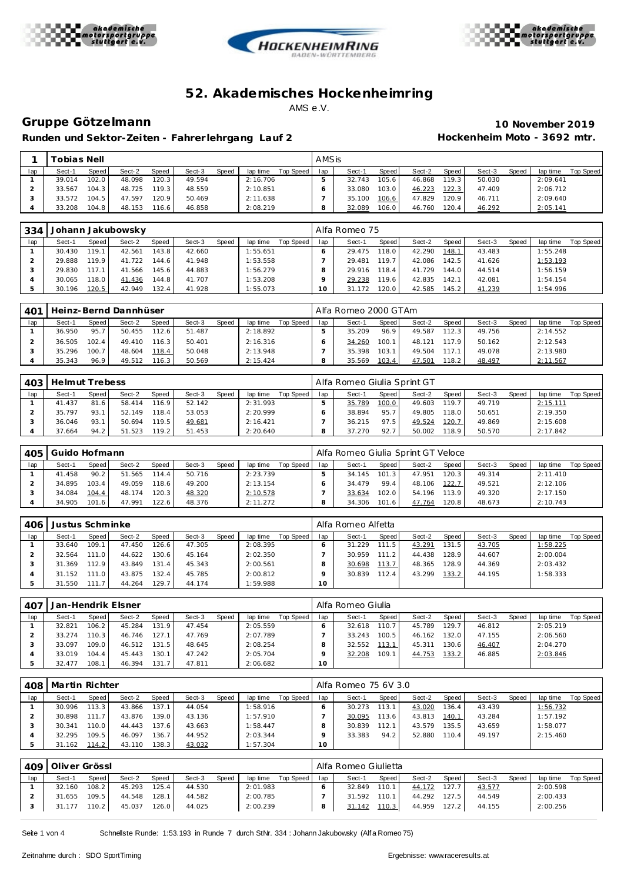# 52. Akademisches Hockenheimring

AMS e.V.

## Gruppe Götzelmann

**Runden und Sektor-Zeiten - Fahrerlehrgang Lauf 2**

**10 November 2019**

**Hockenheim Moto - 3692 mtr.**

| 1 | Tobias Nell | | | | | | | | AMS is | | | | | | | | |
|---|---|---|---|---|---|---|---|---|---|---|---|---|---|---|---|---|---|
| lap | Sect-1 | Speed | Sect-2 | Speed | Sect-3 | Speed | lap time | Top Speed | lap | Sect-1 | Speed | Sect-2 | Speed | Sect-3 | Speed | lap time | Top Speed |
| 1 | 39.014 | 102.0 | 48.098 | 120.3 | 49.594 | | 2:16.706 | | 5 | 32.743 | 105.6 | 46.868 | 119.3 | 50.030 | | 2:09.641 | |
| 2 | 33.567 | 104.3 | 48.725 | 119.3 | 48.559 | | 2:10.851 | | 6 | 33.080 | 103.0 | 46.223 | 122.3 | 47.409 | | 2:06.712 | |
| 3 | 33.572 | 104.5 | 47.597 | 120.9 | 50.469 | | 2:11.638 | | 7 | 35.100 | 106.6 | 47.829 | 120.9 | 46.711 | | 2:09.640 | |
| 4 | 33.208 | 104.8 | 48.153 | 116.6 | 46.858 | | 2:08.219 | | 8 | 32.089 | 106.0 | 46.760 | 120.4 | 46.292 | | 2:05.141 | |

| 334 | Johann Jakubowsky | | | | | | | | Alfa Romeo 75 | | | | | | | | |
|---|---|---|---|---|---|---|---|---|---|---|---|---|---|---|---|---|---|
| lap | Sect-1 | Speed | Sect-2 | Speed | Sect-3 | Speed | lap time | Top Speed | lap | Sect-1 | Speed | Sect-2 | Speed | Sect-3 | Speed | lap time | Top Speed |
| 1 | 30.430 | 119.1 | 42.561 | 143.8 | 42.660 | | 1:55.651 | | 6 | 29.475 | 118.0 | 42.290 | 148.1 | 43.483 | | 1:55.248 | |
| 2 | 29.888 | 119.9 | 41.722 | 144.6 | 41.948 | | 1:53.558 | | 7 | 29.481 | 119.7 | 42.086 | 142.5 | 41.626 | | 1:53.193 | |
| 3 | 29.830 | 117.1 | 41.566 | 145.6 | 44.883 | | 1:56.279 | | 8 | 29.916 | 118.4 | 41.729 | 144.0 | 44.514 | | 1:56.159 | |
| 4 | 30.065 | 118.0 | 41.436 | 144.8 | 41.707 | | 1:53.208 | | 9 | 29.238 | 119.6 | 42.835 | 142.1 | 42.081 | | 1:54.154 | |
| 5 | 30.196 | 120.5 | 42.949 | 132.4 | 41.928 | | 1:55.073 | | 10 | 31.172 | 120.0 | 42.585 | 145.2 | 41.239 | | 1:54.996 | |

| 401 | Heinz-Bernd Dannhüser | | | | | | | | Alfa Romeo 2000 GTAm | | | | | | | | |
|---|---|---|---|---|---|---|---|---|---|---|---|---|---|---|---|---|---|
| lap | Sect-1 | Speed | Sect-2 | Speed | Sect-3 | Speed | lap time | Top Speed | lap | Sect-1 | Speed | Sect-2 | Speed | Sect-3 | Speed | lap time | Top Speed |
| 1 | 36.950 | 95.7 | 50.455 | 112.6 | 51.487 | | 2:18.892 | | 5 | 35.209 | 96.9 | 49.587 | 112.3 | 49.756 | | 2:14.552 | |
| 2 | 36.505 | 102.4 | 49.410 | 116.3 | 50.401 | | 2:16.316 | | 6 | 34.260 | 100.1 | 48.121 | 117.9 | 50.162 | | 2:12.543 | |
| 3 | 35.296 | 100.7 | 48.604 | 118.4 | 50.048 | | 2:13.948 | | 7 | 35.398 | 103.1 | 49.504 | 117.1 | 49.078 | | 2:13.980 | |
| 4 | 35.343 | 96.9 | 49.512 | 116.3 | 50.569 | | 2:15.424 | | 8 | 35.569 | 103.4 | 47.501 | 118.2 | 48.497 | | 2:11.567 | |

| 403 | Helmut Trebess | | | | | | | | Alfa Romeo Giulia Sprint GT | | | | | | | | |
|---|---|---|---|---|---|---|---|---|---|---|---|---|---|---|---|---|---|
| lap | Sect-1 | Speed | Sect-2 | Speed | Sect-3 | Speed | lap time | Top Speed | lap | Sect-1 | Speed | Sect-2 | Speed | Sect-3 | Speed | lap time | Top Speed |
| 1 | 41.437 | 81.6 | 58.414 | 116.9 | 52.142 | | 2:31.993 | | 5 | 35.789 | 100.0 | 49.603 | 119.7 | 49.719 | | 2:15.111 | |
| 2 | 35.797 | 93.1 | 52.149 | 118.4 | 53.053 | | 2:20.999 | | 6 | 38.894 | 95.7 | 49.805 | 118.0 | 50.651 | | 2:19.350 | |
| 3 | 36.046 | 93.1 | 50.694 | 119.5 | 49.681 | | 2:16.421 | | 7 | 36.215 | 97.5 | 49.524 | 120.7 | 49.869 | | 2:15.608 | |
| 4 | 37.664 | 94.2 | 51.523 | 119.2 | 51.453 | | 2:20.640 | | 8 | 37.270 | 92.7 | 50.002 | 118.9 | 50.570 | | 2:17.842 | |

| 405 | Guido Hofmann | | | | | | | | Alfa Romeo Giulia Sprint GT Veloce | | | | | | | | |
|---|---|---|---|---|---|---|---|---|---|---|---|---|---|---|---|---|---|
| lap | Sect-1 | Speed | Sect-2 | Speed | Sect-3 | Speed | lap time | Top Speed | lap | Sect-1 | Speed | Sect-2 | Speed | Sect-3 | Speed | lap time | Top Speed |
| 1 | 41.458 | 90.2 | 51.565 | 114.4 | 50.716 | | 2:23.739 | | 5 | 34.145 | 101.3 | 47.951 | 120.3 | 49.314 | | 2:11.410 | |
| 2 | 34.895 | 103.4 | 49.059 | 118.6 | 49.200 | | 2:13.154 | | 6 | 34.479 | 99.4 | 48.106 | 122.7 | 49.521 | | 2:12.106 | |
| 3 | 34.084 | 104.4 | 48.174 | 120.3 | 48.320 | | 2:10.578 | | 7 | 33.634 | 102.0 | 54.196 | 113.9 | 49.320 | | 2:17.150 | |
| 4 | 34.905 | 101.6 | 47.991 | 122.6 | 48.376 | | 2:11.272 | | 8 | 34.306 | 101.6 | 47.764 | 120.8 | 48.673 | | 2:10.743 | |

| 406 | Justus Schminke | | | | | | | | Alfa Romeo Alfetta | | | | | | | | |
|---|---|---|---|---|---|---|---|---|---|---|---|---|---|---|---|---|---|
| lap | Sect-1 | Speed | Sect-2 | Speed | Sect-3 | Speed | lap time | Top Speed | lap | Sect-1 | Speed | Sect-2 | Speed | Sect-3 | Speed | lap time | Top Speed |
| 1 | 33.640 | 109.1 | 47.450 | 126.6 | 47.305 | | 2:08.395 | | 6 | 31.229 | 111.5 | 43.291 | 131.5 | 43.705 | | 1:58.225 | |
| 2 | 32.564 | 111.0 | 44.622 | 130.6 | 45.164 | | 2:02.350 | | 7 | 30.959 | 111.2 | 44.438 | 128.9 | 44.607 | | 2:00.004 | |
| 3 | 31.369 | 112.9 | 43.849 | 131.4 | 45.343 | | 2:00.561 | | 8 | 30.698 | 113.7 | 48.365 | 128.9 | 44.369 | | 2:03.432 | |
| 4 | 31.152 | 111.0 | 43.875 | 132.4 | 45.785 | | 2:00.812 | | 9 | 30.839 | 112.4 | 43.299 | 133.2 | 44.195 | | 1:58.333 | |
| 5 | 31.550 | 111.7 | 44.264 | 129.7 | 44.174 | | 1:59.988 | | 10 | | | | | | | | |

| 407 | Jan-Hendrik Elsner | | | | | | | | Alfa Romeo Giulia | | | | | | | | |
|---|---|---|---|---|---|---|---|---|---|---|---|---|---|---|---|---|---|
| lap | Sect-1 | Speed | Sect-2 | Speed | Sect-3 | Speed | lap time | Top Speed | lap | Sect-1 | Speed | Sect-2 | Speed | Sect-3 | Speed | lap time | Top Speed |
| 1 | 32.821 | 106.2 | 45.284 | 131.9 | 47.454 | | 2:05.559 | | 6 | 32.618 | 110.7 | 45.789 | 129.7 | 46.812 | | 2:05.219 | |
| 2 | 33.274 | 110.3 | 46.746 | 127.1 | 47.769 | | 2:07.789 | | 7 | 33.243 | 100.5 | 46.162 | 132.0 | 47.155 | | 2:06.560 | |
| 3 | 33.097 | 109.0 | 46.512 | 131.5 | 48.645 | | 2:08.254 | | 8 | 32.552 | 113.1 | 45.311 | 130.6 | 46.407 | | 2:04.270 | |
| 4 | 33.019 | 104.4 | 45.443 | 130.1 | 47.242 | | 2:05.704 | | 9 | 32.208 | 109.1 | 44.753 | 133.2 | 46.885 | | 2:03.846 | |
| 5 | 32.477 | 108.1 | 46.394 | 131.7 | 47.811 | | 2:06.682 | | 10 | | | | | | | | |

| 408 | Martin Richter | | | | | | | | Alfa Romeo 75 6V 3.0 | | | | | | | | |
|---|---|---|---|---|---|---|---|---|---|---|---|---|---|---|---|---|---|
| lap | Sect-1 | Speed | Sect-2 | Speed | Sect-3 | Speed | lap time | Top Speed | lap | Sect-1 | Speed | Sect-2 | Speed | Sect-3 | Speed | lap time | Top Speed |
| 1 | 30.996 | 113.3 | 43.866 | 137.1 | 44.054 | | 1:58.916 | | 6 | 30.273 | 113.1 | 43.020 | 136.4 | 43.439 | | 1:56.732 | |
| 2 | 30.898 | 111.7 | 43.876 | 139.0 | 43.136 | | 1:57.910 | | 7 | 30.095 | 113.6 | 43.813 | 140.1 | 43.284 | | 1:57.192 | |
| 3 | 30.341 | 110.0 | 44.443 | 137.6 | 43.663 | | 1:58.447 | | 8 | 30.839 | 112.1 | 43.579 | 135.5 | 43.659 | | 1:58.077 | |
| 4 | 32.295 | 109.5 | 46.097 | 136.7 | 44.952 | | 2:03.344 | | 9 | 33.383 | 94.2 | 52.880 | 110.4 | 49.197 | | 2:15.460 | |
| 5 | 31.162 | 114.2 | 43.110 | 138.3 | 43.032 | | 1:57.304 | | 10 | | | | | | | | |

| 409 | Oliver Grössl | | | | | | | | Alfa Romeo Giulietta | | | | | | | | |
|---|---|---|---|---|---|---|---|---|---|---|---|---|---|---|---|---|---|
| lap | Sect-1 | Speed | Sect-2 | Speed | Sect-3 | Speed | lap time | Top Speed | lap | Sect-1 | Speed | Sect-2 | Speed | Sect-3 | Speed | lap time | Top Speed |
| 1 | 32.160 | 108.2 | 45.293 | 125.4 | 44.530 | | 2:01.983 | | 6 | 32.849 | 110.1 | 44.172 | 127.7 | 43.577 | | 2:00.598 | |
| 2 | 31.655 | 109.5 | 44.548 | 128.1 | 44.582 | | 2:00.785 | | 7 | 31.592 | 110.1 | 44.292 | 127.5 | 44.549 | | 2:00.433 | |
| 3 | 31.177 | 110.2 | 45.037 | 126.0 | 44.025 | | 2:00.239 | | 8 | 31.142 | 110.3 | 44.959 | 127.2 | 44.155 | | 2:00.256 | |

Schnellste Runde: 1:53.193 in Runde 7 durch StNr. 334 : Johann Jakubowsky (Alfa Romeo 75)

Zeitnahme durch : SDO SportTiming

Ergebnisse: www.raceresults.at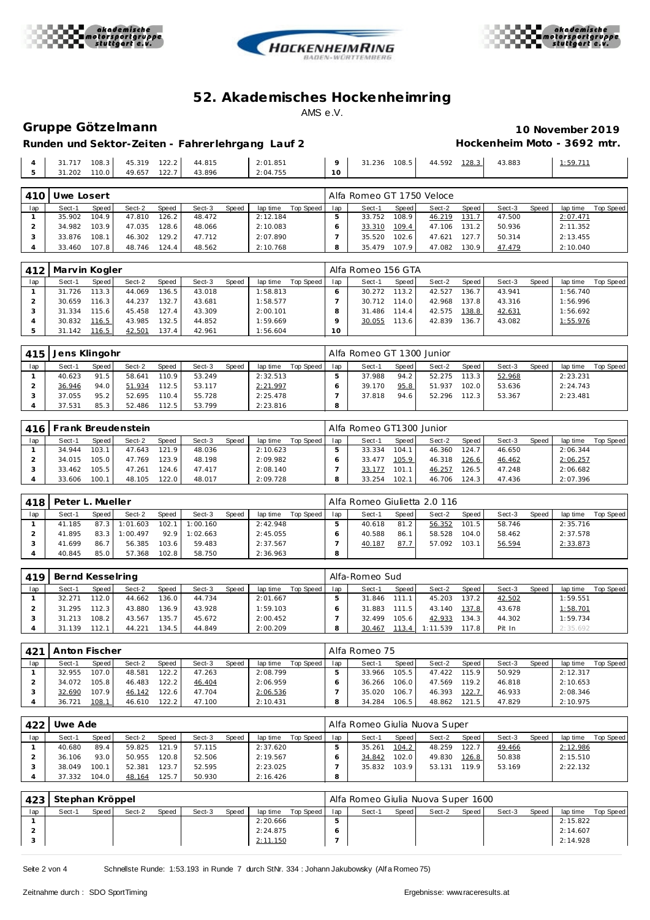# 52. Akademisches Hockenheimring

AMS e.V.

## Gruppe Götzelmann

**10 November 2019**

### Runden und Sektor-Zeiten - Fahrerlehrgang Lauf 2

**Hockenheim Moto - 3692 mtr.**

| lap | Sect-1 | Speed | Sect-2 | Speed | Sect-3 | Speed | lap time | Top Speed | lap | Sect-1 | Speed | Sect-2 | Speed | Sect-3 | Speed | lap time | Top Speed |
|---|---|---|---|---|---|---|---|---|---|---|---|---|---|---|---|---|---|
| 4 | 31.717 | 108.3 | 45.319 | 122.2 | 44.815 | | 2:01.851 | | 9 | 31.236 | 108.5 | 44.592 | 128.3 | 43.883 | | 1:59.711 | |
| 5 | 31.202 | 110.0 | 49.657 | 122.7 | 43.896 | | 2:04.755 | | 10 | | | | | | | | |

| 410 | Uwe Losert | | | | | | | | Alfa Romeo GT 1750 Veloce | | | | | | | | |
|---|---|---|---|---|---|---|---|---|---|---|---|---|---|---|---|---|---|
| lap | Sect-1 | Speed | Sect-2 | Speed | Sect-3 | Speed | lap time | Top Speed | lap | Sect-1 | Speed | Sect-2 | Speed | Sect-3 | Speed | lap time | Top Speed |
| 1 | 35.902 | 104.9 | 47.810 | 126.2 | 48.472 | | 2:12.184 | | 5 | 33.752 | 108.9 | 46.219 | 131.7 | 47.500 | | 2:07.471 | |
| 2 | 34.982 | 103.9 | 47.035 | 128.6 | 48.066 | | 2:10.083 | | 6 | 33.310 | 109.4 | 47.106 | 131.2 | 50.936 | | 2:11.352 | |
| 3 | 33.876 | 108.1 | 46.302 | 129.2 | 47.712 | | 2:07.890 | | 7 | 35.520 | 102.6 | 47.621 | 127.7 | 50.314 | | 2:13.455 | |
| 4 | 33.460 | 107.8 | 48.746 | 124.4 | 48.562 | | 2:10.768 | | 8 | 35.479 | 107.9 | 47.082 | 130.9 | 47.479 | | 2:10.040 | |

| 412 | Marvin Kogler | | | | | | | | Alfa Romeo 156 GTA | | | | | | | | |
|---|---|---|---|---|---|---|---|---|---|---|---|---|---|---|---|---|---|
| lap | Sect-1 | Speed | Sect-2 | Speed | Sect-3 | Speed | lap time | Top Speed | lap | Sect-1 | Speed | Sect-2 | Speed | Sect-3 | Speed | lap time | Top Speed |
| 1 | 31.726 | 113.3 | 44.069 | 136.5 | 43.018 | | 1:58.813 | | 6 | 30.272 | 113.2 | 42.527 | 136.7 | 43.941 | | 1:56.740 | |
| 2 | 30.659 | 116.3 | 44.237 | 132.7 | 43.681 | | 1:58.577 | | 7 | 30.712 | 114.0 | 42.968 | 137.8 | 43.316 | | 1:56.996 | |
| 3 | 31.334 | 115.6 | 45.458 | 127.4 | 43.309 | | 2:00.101 | | 8 | 31.486 | 114.4 | 42.575 | 138.8 | 42.631 | | 1:56.692 | |
| 4 | 30.832 | 116.5 | 43.985 | 132.5 | 44.852 | | 1:59.669 | | 9 | 30.055 | 113.6 | 42.839 | 136.7 | 43.082 | | 1:55.976 | |
| 5 | 31.142 | 116.5 | 42.501 | 137.4 | 42.961 | | 1:56.604 | | 10 | | | | | | | | |

| 415 | Jens Klingohr | | | | | | | | Alfa Romeo GT 1300 Junior | | | | | | | | |
|---|---|---|---|---|---|---|---|---|---|---|---|---|---|---|---|---|---|
| lap | Sect-1 | Speed | Sect-2 | Speed | Sect-3 | Speed | lap time | Top Speed | lap | Sect-1 | Speed | Sect-2 | Speed | Sect-3 | Speed | lap time | Top Speed |
| 1 | 40.623 | 91.5 | 58.641 | 110.9 | 53.249 | | 2:32.513 | | 5 | 37.988 | 94.2 | 52.275 | 113.3 | 52.968 | | 2:23.231 | |
| 2 | 36.946 | 94.0 | 51.934 | 112.5 | 53.117 | | 2:21.997 | | 6 | 39.170 | 95.8 | 51.937 | 102.0 | 53.636 | | 2:24.743 | |
| 3 | 37.055 | 95.2 | 52.695 | 110.4 | 55.728 | | 2:25.478 | | 7 | 37.818 | 94.6 | 52.296 | 112.3 | 53.367 | | 2:23.481 | |
| 4 | 37.531 | 85.3 | 52.486 | 112.5 | 53.799 | | 2:23.816 | | 8 | | | | | | | | |

| 416 | Frank Breudenstein | | | | | | | | Alfa Romeo GT1300 Junior | | | | | | | | |
|---|---|---|---|---|---|---|---|---|---|---|---|---|---|---|---|---|---|
| lap | Sect-1 | Speed | Sect-2 | Speed | Sect-3 | Speed | lap time | Top Speed | lap | Sect-1 | Speed | Sect-2 | Speed | Sect-3 | Speed | lap time | Top Speed |
| 1 | 34.944 | 103.1 | 47.643 | 121.9 | 48.036 | | 2:10.623 | | 5 | 33.334 | 104.1 | 46.360 | 124.7 | 46.650 | | 2:06.344 | |
| 2 | 34.015 | 105.0 | 47.769 | 123.9 | 48.198 | | 2:09.982 | | 6 | 33.477 | 105.9 | 46.318 | 126.6 | 46.462 | | 2:06.257 | |
| 3 | 33.462 | 105.5 | 47.261 | 124.6 | 47.417 | | 2:08.140 | | 7 | 33.177 | 101.1 | 46.257 | 126.5 | 47.248 | | 2:06.682 | |
| 4 | 33.606 | 100.1 | 48.105 | 122.0 | 48.017 | | 2:09.728 | | 8 | 33.254 | 102.1 | 46.706 | 124.3 | 47.436 | | 2:07.396 | |

| 418 | Peter L. Mueller | | | | | | | | Alfa Romeo Giulietta 2.0 116 | | | | | | | | |
|---|---|---|---|---|---|---|---|---|---|---|---|---|---|---|---|---|---|
| lap | Sect-1 | Speed | Sect-2 | Speed | Sect-3 | Speed | lap time | Top Speed | lap | Sect-1 | Speed | Sect-2 | Speed | Sect-3 | Speed | lap time | Top Speed |
| 1 | 41.185 | 87.3 | 1:01.603 | 102.1 | 1:00.160 | | 2:42.948 | | 5 | 40.618 | 81.2 | 56.352 | 101.5 | 58.746 | | 2:35.716 | |
| 2 | 41.895 | 83.3 | 1:00.497 | 92.9 | 1:02.663 | | 2:45.055 | | 6 | 40.588 | 86.1 | 58.528 | 104.0 | 58.462 | | 2:37.578 | |
| 3 | 41.699 | 86.7 | 56.385 | 103.6 | 59.483 | | 2:37.567 | | 7 | 40.187 | 87.7 | 57.092 | 103.1 | 56.594 | | 2:33.873 | |
| 4 | 40.845 | 85.0 | 57.368 | 102.8 | 58.750 | | 2:36.963 | | 8 | | | | | | | | |

| 419 | Bernd Kesselring | | | | | | | | Alfa-Romeo Sud | | | | | | | | |
|---|---|---|---|---|---|---|---|---|---|---|---|---|---|---|---|---|---|
| lap | Sect-1 | Speed | Sect-2 | Speed | Sect-3 | Speed | lap time | Top Speed | lap | Sect-1 | Speed | Sect-2 | Speed | Sect-3 | Speed | lap time | Top Speed |
| 1 | 32.271 | 112.0 | 44.662 | 136.0 | 44.734 | | 2:01.667 | | 5 | 31.846 | 111.1 | 45.203 | 137.2 | 42.502 | | 1:59.551 | |
| 2 | 31.295 | 112.3 | 43.880 | 136.9 | 43.928 | | 1:59.103 | | 6 | 31.883 | 111.5 | 43.140 | 137.8 | 43.678 | | 1:58.701 | |
| 3 | 31.213 | 108.2 | 43.567 | 135.7 | 45.672 | | 2:00.452 | | 7 | 32.499 | 105.6 | 42.933 | 134.3 | 44.302 | | 1:59.734 | |
| 4 | 31.139 | 112.1 | 44.221 | 134.5 | 44.849 | | 2:00.209 | | 8 | 30.467 | 113.4 | 1:11.539 | 117.8 | Pit In | | 2:35.692 | |

| 421 | Anton Fischer | | | | | | | | Alfa Romeo 75 | | | | | | | | |
|---|---|---|---|---|---|---|---|---|---|---|---|---|---|---|---|---|---|
| lap | Sect-1 | Speed | Sect-2 | Speed | Sect-3 | Speed | lap time | Top Speed | lap | Sect-1 | Speed | Sect-2 | Speed | Sect-3 | Speed | lap time | Top Speed |
| 1 | 32.955 | 107.0 | 48.581 | 122.2 | 47.263 | | 2:08.799 | | 5 | 33.966 | 105.5 | 47.422 | 115.9 | 50.929 | | 2:12.317 | |
| 2 | 34.072 | 105.8 | 46.483 | 122.2 | 46.404 | | 2:06.959 | | 6 | 36.266 | 106.0 | 47.569 | 119.2 | 46.818 | | 2:10.653 | |
| 3 | 32.690 | 107.9 | 46.142 | 122.6 | 47.704 | | 2:06.536 | | 7 | 35.020 | 106.7 | 46.393 | 122.7 | 46.933 | | 2:08.346 | |
| 4 | 36.721 | 108.1 | 46.610 | 122.2 | 47.100 | | 2:10.431 | | 8 | 34.284 | 106.5 | 48.862 | 121.5 | 47.829 | | 2:10.975 | |

| 422 | Uwe Ade | | | | | | | | Alfa Romeo Giulia Nuova Super | | | | | | | | |
|---|---|---|---|---|---|---|---|---|---|---|---|---|---|---|---|---|---|
| lap | Sect-1 | Speed | Sect-2 | Speed | Sect-3 | Speed | lap time | Top Speed | lap | Sect-1 | Speed | Sect-2 | Speed | Sect-3 | Speed | lap time | Top Speed |
| 1 | 40.680 | 89.4 | 59.825 | 121.9 | 57.115 | | 2:37.620 | | 5 | 35.261 | 104.2 | 48.259 | 122.7 | 49.466 | | 2:12.986 | |
| 2 | 36.106 | 93.0 | 50.955 | 120.8 | 52.506 | | 2:19.567 | | 6 | 34.842 | 102.0 | 49.830 | 126.8 | 50.838 | | 2:15.510 | |
| 3 | 38.049 | 100.1 | 52.381 | 123.7 | 52.595 | | 2:23.025 | | 7 | 35.832 | 103.9 | 53.131 | 119.9 | 53.169 | | 2:22.132 | |
| 4 | 37.332 | 104.0 | 48.164 | 125.7 | 50.930 | | 2:16.426 | | 8 | | | | | | | | |

| 423 | Stephan Kröppel | | | | | | | | Alfa Romeo Giulia Nuova Super 1600 | | | | | | | | |
|---|---|---|---|---|---|---|---|---|---|---|---|---|---|---|---|---|---|
| lap | Sect-1 | Speed | Sect-2 | Speed | Sect-3 | Speed | lap time | Top Speed | lap | Sect-1 | Speed | Sect-2 | Speed | Sect-3 | Speed | lap time | Top Speed |
| 1 | | | | | | | 2:20.666 | | 5 | | | | | | | 2:15.822 | |
| 2 | | | | | | | 2:24.875 | | 6 | | | | | | | 2:14.607 | |
| 3 | | | | | | | 2:11.150 | | 7 | | | | | | | 2:14.928 | |

Schnellste Runde: 1:53.193 in Runde 7 durch StNr. 334 : Johann Jakubowsky (Alfa Romeo 75)

Zeitnahme durch : SDO SportTiming

Ergebnisse: www.raceresults.at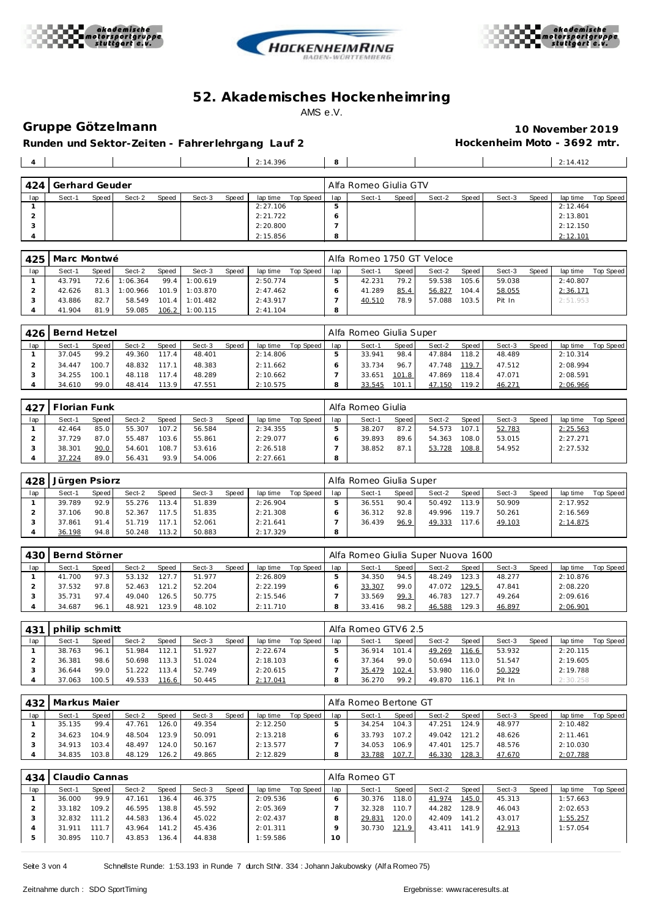# 52. Akademisches Hockenheimring

AMS e.V.

## Gruppe Götzelmann

**10 November 2019**

**Runden und Sektor-Zeiten - Fahrerlehrgang Lauf 2**

**Hockenheim Moto - 3692 mtr.**

| 4 | | | | | | | 2:14.396 | | 8 | | | | | | | 2:14.412 | |
|---|---|---|---|---|---|---|---|---|---|---|---|---|---|---|---|---|---|

| 424 | Gerhard Geuder | | | | | | | | Alfa Romeo Giulia GTV | | | | | | | | |
|---|---|---|---|---|---|---|---|---|---|---|---|---|---|---|---|---|---|
| lap | Sect-1 | Speed | Sect-2 | Speed | Sect-3 | Speed | lap time | Top Speed | lap | Sect-1 | Speed | Sect-2 | Speed | Sect-3 | Speed | lap time | Top Speed |
| 1 | | | | | | | 2:27.106 | | 5 | | | | | | | 2:12.464 | |
| 2 | | | | | | | 2:21.722 | | 6 | | | | | | | 2:13.801 | |
| 3 | | | | | | | 2:20.800 | | 7 | | | | | | | 2:12.150 | |
| 4 | | | | | | | 2:15.856 | | 8 | | | | | | | 2:12.101 | |

| 425 | Marc Montwé | | | | | | | | Alfa Romeo 1750 GT Veloce | | | | | | | | |
|---|---|---|---|---|---|---|---|---|---|---|---|---|---|---|---|---|---|
| lap | Sect-1 | Speed | Sect-2 | Speed | Sect-3 | Speed | lap time | Top Speed | lap | Sect-1 | Speed | Sect-2 | Speed | Sect-3 | Speed | lap time | Top Speed |
| 1 | 43.791 | 72.6 | 1:06.364 | 99.4 | 1:00.619 | | 2:50.774 | | 5 | 42.231 | 79.2 | 59.538 | 105.6 | 59.038 | | 2:40.807 | |
| 2 | 42.626 | 81.3 | 1:00.966 | 101.9 | 1:03.870 | | 2:47.462 | | 6 | 41.289 | 85.4 | 56.827 | 104.4 | 58.055 | | 2:36.171 | |
| 3 | 43.886 | 82.7 | 58.549 | 101.4 | 1:01.482 | | 2:43.917 | | 7 | 40.510 | 78.9 | 57.088 | 103.5 | Pit In | | 2:51.953 | |
| 4 | 41.904 | 81.9 | 59.085 | 106.2 | 1:00.115 | | 2:41.104 | | 8 | | | | | | | | |

| 426 | Bernd Hetzel | | | | | | | | Alfa Romeo Giulia Super | | | | | | | | |
|---|---|---|---|---|---|---|---|---|---|---|---|---|---|---|---|---|---|
| lap | Sect-1 | Speed | Sect-2 | Speed | Sect-3 | Speed | lap time | Top Speed | lap | Sect-1 | Speed | Sect-2 | Speed | Sect-3 | Speed | lap time | Top Speed |
| 1 | 37.045 | 99.2 | 49.360 | 117.4 | 48.401 | | 2:14.806 | | 5 | 33.941 | 98.4 | 47.884 | 118.2 | 48.489 | | 2:10.314 | |
| 2 | 34.447 | 100.7 | 48.832 | 117.1 | 48.383 | | 2:11.662 | | 6 | 33.734 | 96.7 | 47.748 | 119.7 | 47.512 | | 2:08.994 | |
| 3 | 34.255 | 100.1 | 48.118 | 117.4 | 48.289 | | 2:10.662 | | 7 | 33.651 | 101.8 | 47.869 | 118.4 | 47.071 | | 2:08.591 | |
| 4 | 34.610 | 99.0 | 48.414 | 113.9 | 47.551 | | 2:10.575 | | 8 | 33.545 | 101.1 | 47.150 | 119.2 | 46.271 | | 2:06.966 | |

| 427 | Florian Funk | | | | | | | | Alfa Romeo Giulia | | | | | | | | |
|---|---|---|---|---|---|---|---|---|---|---|---|---|---|---|---|---|---|
| lap | Sect-1 | Speed | Sect-2 | Speed | Sect-3 | Speed | lap time | Top Speed | lap | Sect-1 | Speed | Sect-2 | Speed | Sect-3 | Speed | lap time | Top Speed |
| 1 | 42.464 | 85.0 | 55.307 | 107.2 | 56.584 | | 2:34.355 | | 5 | 38.207 | 87.2 | 54.573 | 107.1 | 52.783 | | 2:25.563 | |
| 2 | 37.729 | 87.0 | 55.487 | 103.6 | 55.861 | | 2:29.077 | | 6 | 39.893 | 89.6 | 54.363 | 108.0 | 53.015 | | 2:27.271 | |
| 3 | 38.301 | 90.0 | 54.601 | 108.7 | 53.616 | | 2:26.518 | | 7 | 38.852 | 87.1 | 53.728 | 108.8 | 54.952 | | 2:27.532 | |
| 4 | 37.224 | 89.0 | 56.431 | 93.9 | 54.006 | | 2:27.661 | | 8 | | | | | | | | |

| 428 | Jürgen Psiorz | | | | | | | | Alfa Romeo Giulia Super | | | | | | | | |
|---|---|---|---|---|---|---|---|---|---|---|---|---|---|---|---|---|---|
| lap | Sect-1 | Speed | Sect-2 | Speed | Sect-3 | Speed | lap time | Top Speed | lap | Sect-1 | Speed | Sect-2 | Speed | Sect-3 | Speed | lap time | Top Speed |
| 1 | 39.789 | 92.9 | 55.276 | 113.4 | 51.839 | | 2:26.904 | | 5 | 36.551 | 90.4 | 50.492 | 113.9 | 50.909 | | 2:17.952 | |
| 2 | 37.106 | 90.8 | 52.367 | 117.5 | 51.835 | | 2:21.308 | | 6 | 36.312 | 92.8 | 49.996 | 119.7 | 50.261 | | 2:16.569 | |
| 3 | 37.861 | 91.4 | 51.719 | 117.1 | 52.061 | | 2:21.641 | | 7 | 36.439 | 96.9 | 49.333 | 117.6 | 49.103 | | 2:14.875 | |
| 4 | 36.198 | 94.8 | 50.248 | 113.2 | 50.883 | | 2:17.329 | | 8 | | | | | | | | |

| 430 | Bernd Störner | | | | | | | | Alfa Romeo Giulia Super Nuova 1600 | | | | | | | | |
|---|---|---|---|---|---|---|---|---|---|---|---|---|---|---|---|---|---|
| lap | Sect-1 | Speed | Sect-2 | Speed | Sect-3 | Speed | lap time | Top Speed | lap | Sect-1 | Speed | Sect-2 | Speed | Sect-3 | Speed | lap time | Top Speed |
| 1 | 41.700 | 97.3 | 53.132 | 127.7 | 51.977 | | 2:26.809 | | 5 | 34.350 | 94.5 | 48.249 | 123.3 | 48.277 | | 2:10.876 | |
| 2 | 37.532 | 97.8 | 52.463 | 121.2 | 52.204 | | 2:22.199 | | 6 | 33.307 | 99.0 | 47.072 | 129.5 | 47.841 | | 2:08.220 | |
| 3 | 35.731 | 97.4 | 49.040 | 126.5 | 50.775 | | 2:15.546 | | 7 | 33.569 | 99.3 | 46.783 | 127.7 | 49.264 | | 2:09.616 | |
| 4 | 34.687 | 96.1 | 48.921 | 123.9 | 48.102 | | 2:11.710 | | 8 | 33.416 | 98.2 | 46.588 | 129.3 | 46.897 | | 2:06.901 | |

| 431 | philip schmitt | | | | | | | | Alfa Romeo GTV6 2.5 | | | | | | | | |
|---|---|---|---|---|---|---|---|---|---|---|---|---|---|---|---|---|---|
| lap | Sect-1 | Speed | Sect-2 | Speed | Sect-3 | Speed | lap time | Top Speed | lap | Sect-1 | Speed | Sect-2 | Speed | Sect-3 | Speed | lap time | Top Speed |
| 1 | 38.763 | 96.1 | 51.984 | 112.1 | 51.927 | | 2:22.674 | | 5 | 36.914 | 101.4 | 49.269 | 116.6 | 53.932 | | 2:20.115 | |
| 2 | 36.381 | 98.6 | 50.698 | 113.3 | 51.024 | | 2:18.103 | | 6 | 37.364 | 99.0 | 50.694 | 113.0 | 51.547 | | 2:19.605 | |
| 3 | 36.644 | 99.0 | 51.222 | 113.4 | 52.749 | | 2:20.615 | | 7 | 35.479 | 102.4 | 53.980 | 116.0 | 50.329 | | 2:19.788 | |
| 4 | 37.063 | 100.5 | 49.533 | 116.6 | 50.445 | | 2:17.041 | | 8 | 36.270 | 99.2 | 49.870 | 116.1 | Pit In | | 2:30.258 | |

| 432 | Markus Maier | | | | | | | | Alfa Romeo Bertone GT | | | | | | | | |
|---|---|---|---|---|---|---|---|---|---|---|---|---|---|---|---|---|---|
| lap | Sect-1 | Speed | Sect-2 | Speed | Sect-3 | Speed | lap time | Top Speed | lap | Sect-1 | Speed | Sect-2 | Speed | Sect-3 | Speed | lap time | Top Speed |
| 1 | 35.135 | 99.4 | 47.761 | 126.0 | 49.354 | | 2:12.250 | | 5 | 34.254 | 104.3 | 47.251 | 124.9 | 48.977 | | 2:10.482 | |
| 2 | 34.623 | 104.9 | 48.504 | 123.9 | 50.091 | | 2:13.218 | | 6 | 33.793 | 107.2 | 49.042 | 121.2 | 48.626 | | 2:11.461 | |
| 3 | 34.913 | 103.4 | 48.497 | 124.0 | 50.167 | | 2:13.577 | | 7 | 34.053 | 106.9 | 47.401 | 125.7 | 48.576 | | 2:10.030 | |
| 4 | 34.835 | 103.8 | 48.129 | 126.2 | 49.865 | | 2:12.829 | | 8 | 33.788 | 107.7 | 46.330 | 128.3 | 47.670 | | 2:07.788 | |

| 434 | Claudio Cannas | | | | | | | | Alfa Romeo GT | | | | | | | | |
|---|---|---|---|---|---|---|---|---|---|---|---|---|---|---|---|---|---|
| lap | Sect-1 | Speed | Sect-2 | Speed | Sect-3 | Speed | lap time | Top Speed | lap | Sect-1 | Speed | Sect-2 | Speed | Sect-3 | Speed | lap time | Top Speed |
| 1 | 36.000 | 99.9 | 47.161 | 136.4 | 46.375 | | 2:09.536 | | 6 | 30.376 | 118.0 | 41.974 | 145.0 | 45.313 | | 1:57.663 | |
| 2 | 33.182 | 109.2 | 46.595 | 138.8 | 45.592 | | 2:05.369 | | 7 | 32.328 | 110.7 | 44.282 | 128.9 | 46.043 | | 2:02.653 | |
| 3 | 32.832 | 111.2 | 44.583 | 136.4 | 45.022 | | 2:02.437 | | 8 | 29.831 | 120.0 | 42.409 | 141.2 | 43.017 | | 1:55.257 | |
| 4 | 31.911 | 111.7 | 43.964 | 141.2 | 45.436 | | 2:01.311 | | 9 | 30.730 | 121.9 | 43.411 | 141.9 | 42.913 | | 1:57.054 | |
| 5 | 30.895 | 110.7 | 43.853 | 136.4 | 44.838 | | 1:59.586 | | 10 | | | | | | | | |

Schnellste Runde: 1:53.193 in Runde 7 durch StNr. 334 : Johann Jakubowsky (Alfa Romeo 75)

Zeitnahme durch : SDO SportTiming

Ergebnisse: www.raceresults.at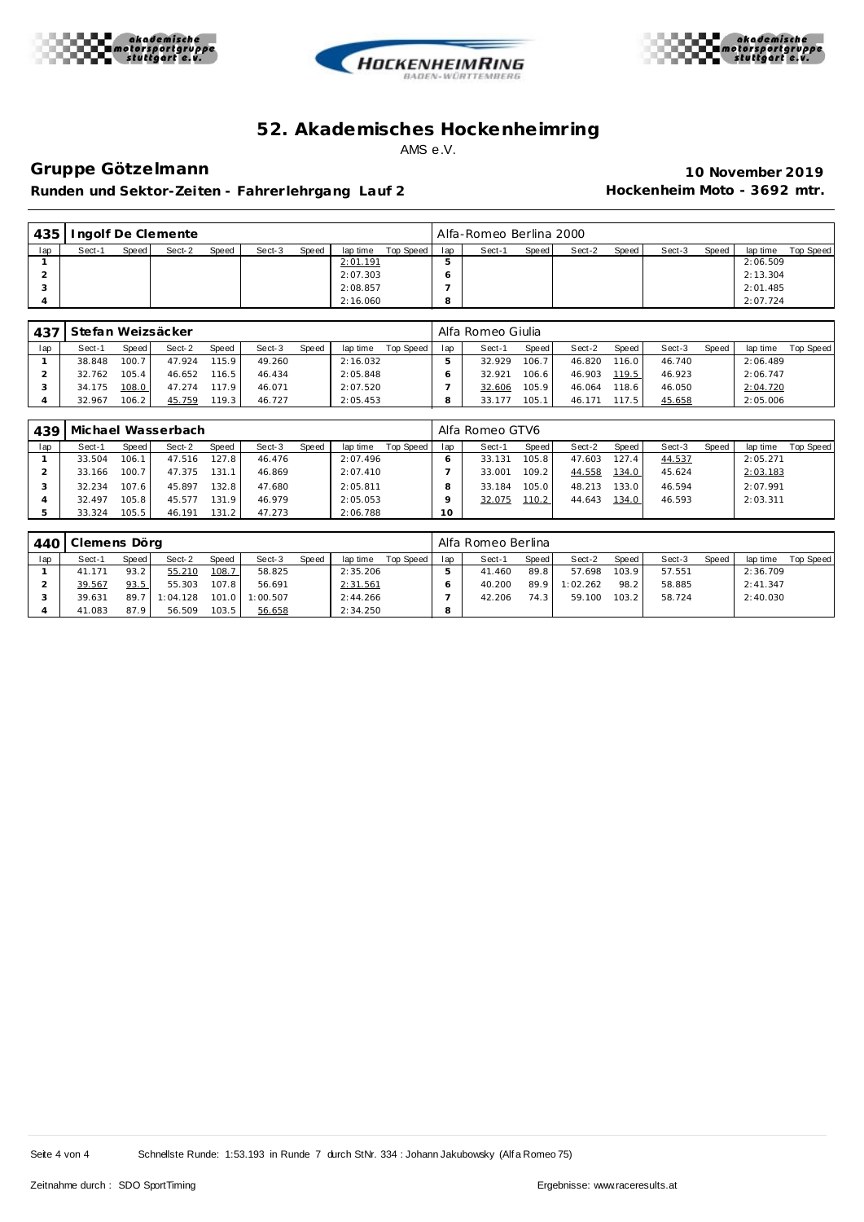# 52. Akademisches Hockenheimring

AMS e.V.

## Gruppe Götzelmann

**Runden und Sektor-Zeiten - Fahrerlehrgang Lauf 2**

**10 November 2019**

**Hockenheim Moto - 3692 mtr.**

| 435 | Ingolf De Clemente | | | | | | | | Alfa-Romeo Berlina 2000 | | | | | | | | |
|---|---|---|---|---|---|---|---|---|---|---|---|---|---|---|---|---|---|
| lap | Sect-1 | Speed | Sect-2 | Speed | Sect-3 | Speed | lap time | Top Speed | lap | Sect-1 | Speed | Sect-2 | Speed | Sect-3 | Speed | lap time | Top Speed |
| 1 | | | | | | | 2:01.191 | | 5 | | | | | | | 2:06.509 | |
| 2 | | | | | | | 2:07.303 | | 6 | | | | | | | 2:13.304 | |
| 3 | | | | | | | 2:08.857 | | 7 | | | | | | | 2:01.485 | |
| 4 | | | | | | | 2:16.060 | | 8 | | | | | | | 2:07.724 | |

| 437 | Stefan Weizsäcker | | | | | | | | Alfa Romeo Giulia | | | | | | | | |
|---|---|---|---|---|---|---|---|---|---|---|---|---|---|---|---|---|---|
| lap | Sect-1 | Speed | Sect-2 | Speed | Sect-3 | Speed | lap time | Top Speed | lap | Sect-1 | Speed | Sect-2 | Speed | Sect-3 | Speed | lap time | Top Speed |
| 1 | 38.848 | 100.7 | 47.924 | 115.9 | 49.260 | | 2:16.032 | | 5 | 32.929 | 106.7 | 46.820 | 116.0 | 46.740 | | 2:06.489 | |
| 2 | 32.762 | 105.4 | 46.652 | 116.5 | 46.434 | | 2:05.848 | | 6 | 32.921 | 106.6 | 46.903 | 119.5 | 46.923 | | 2:06.747 | |
| 3 | 34.175 | 108.0 | 47.274 | 117.9 | 46.071 | | 2:07.520 | | 7 | 32.606 | 105.9 | 46.064 | 118.6 | 46.050 | | 2:04.720 | |
| 4 | 32.967 | 106.2 | 45.759 | 119.3 | 46.727 | | 2:05.453 | | 8 | 33.177 | 105.1 | 46.171 | 117.5 | 45.658 | | 2:05.006 | |

| 439 | Michael Wasserbach | | | | | | | | Alfa Romeo GTV6 | | | | | | | | |
|---|---|---|---|---|---|---|---|---|---|---|---|---|---|---|---|---|---|
| lap | Sect-1 | Speed | Sect-2 | Speed | Sect-3 | Speed | lap time | Top Speed | lap | Sect-1 | Speed | Sect-2 | Speed | Sect-3 | Speed | lap time | Top Speed |
| 1 | 33.504 | 106.1 | 47.516 | 127.8 | 46.476 | | 2:07.496 | | 6 | 33.131 | 105.8 | 47.603 | 127.4 | 44.537 | | 2:05.271 | |
| 2 | 33.166 | 100.7 | 47.375 | 131.1 | 46.869 | | 2:07.410 | | 7 | 33.001 | 109.2 | 44.558 | 134.0 | 45.624 | | 2:03.183 | |
| 3 | 32.234 | 107.6 | 45.897 | 132.8 | 47.680 | | 2:05.811 | | 8 | 33.184 | 105.0 | 48.213 | 133.0 | 46.594 | | 2:07.991 | |
| 4 | 32.497 | 105.8 | 45.577 | 131.9 | 46.979 | | 2:05.053 | | 9 | 32.075 | 110.2 | 44.643 | 134.0 | 46.593 | | 2:03.311 | |
| 5 | 33.324 | 105.5 | 46.191 | 131.2 | 47.273 | | 2:06.788 | | 10 | | | | | | | | |

| 440 | Clemens Dörg | | | | | | | | Alfa Romeo Berlina | | | | | | | | |
|---|---|---|---|---|---|---|---|---|---|---|---|---|---|---|---|---|---|
| lap | Sect-1 | Speed | Sect-2 | Speed | Sect-3 | Speed | lap time | Top Speed | lap | Sect-1 | Speed | Sect-2 | Speed | Sect-3 | Speed | lap time | Top Speed |
| 1 | 41.171 | 93.2 | 55.210 | 108.7 | 58.825 | | 2:35.206 | | 5 | 41.460 | 89.8 | 57.698 | 103.9 | 57.551 | | 2:36.709 | |
| 2 | 39.567 | 93.5 | 55.303 | 107.8 | 56.691 | | 2:31.561 | | 6 | 40.200 | 89.9 | 1:02.262 | 98.2 | 58.885 | | 2:41.347 | |
| 3 | 39.631 | 89.7 | 1:04.128 | 101.0 | 1:00.507 | | 2:44.266 | | 7 | 42.206 | 74.3 | 59.100 | 103.2 | 58.724 | | 2:40.030 | |
| 4 | 41.083 | 87.9 | 56.509 | 103.5 | 56.658 | | 2:34.250 | | 8 | | | | | | | | |

Schnellste Runde: 1:53.193 in Runde 7 durch StNr. 334 : Johann Jakubowsky (Alfa Romeo 75)

Zeitnahme durch : SDO SportTiming

Ergebnisse: www.raceresults.at